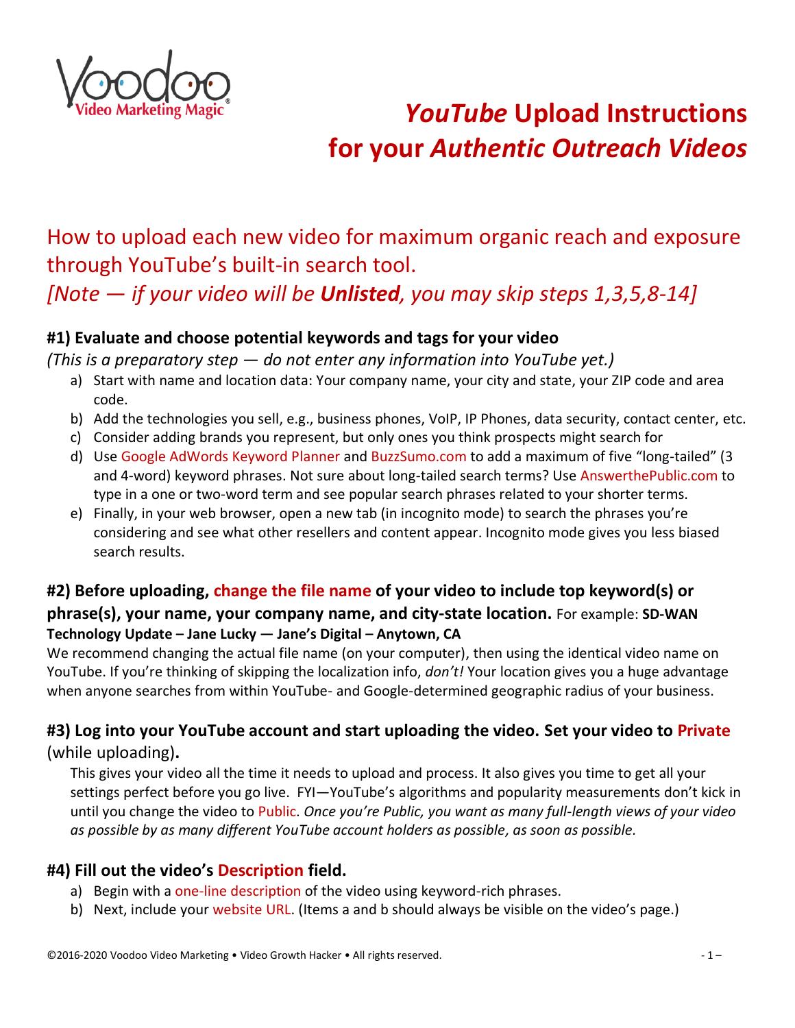# *YouTube* Upload Instructions for your *Authentic Outreach Videos*

## How to upload each new video for maximum organic reach and exposure through YouTube's built-in search tool.

## *[Note — if your video will be* ***Unlisted****, you may skip steps 1,3,5,8-14]*

### #1) Evaluate and choose potential keywords and tags for your video

*(This is a preparatory step — do not enter any information into YouTube yet.)*

a) Start with name and location data: Your company name, your city and state, your ZIP code and area code.
b) Add the technologies you sell, e.g., business phones, VoIP, IP Phones, data security, contact center, etc.
c) Consider adding brands you represent, but only ones you think prospects might search for
d) Use Google AdWords Keyword Planner and BuzzSumo.com to add a maximum of five "long-tailed" (3 and 4-word) keyword phrases. Not sure about long-tailed search terms? Use AnswerthePublic.com to type in a one or two-word term and see popular search phrases related to your shorter terms.
e) Finally, in your web browser, open a new tab (in incognito mode) to search the phrases you're considering and see what other resellers and content appear. Incognito mode gives you less biased search results.

### #2) Before uploading, change the file name of your video to include top keyword(s) or phrase(s), your name, your company name, and city-state location.

For example: **SD-WAN Technology Update – Jane Lucky — Jane's Digital – Anytown, CA**

We recommend changing the actual file name (on your computer), then using the identical video name on YouTube. If you're thinking of skipping the localization info, *don't!* Your location gives you a huge advantage when anyone searches from within YouTube- and Google-determined geographic radius of your business.

### #3) Log into your YouTube account and start uploading the video. Set your video to Private (while uploading).

This gives your video all the time it needs to upload and process. It also gives you time to get all your settings perfect before you go live. FYI—YouTube's algorithms and popularity measurements don't kick in until you change the video to Public. *Once you're Public, you want as many full-length views of your video as possible by as many different YouTube account holders as possible, as soon as possible.*

### #4) Fill out the video's Description field.

a) Begin with a one-line description of the video using keyword-rich phrases.
b) Next, include your website URL. (Items a and b should always be visible on the video's page.)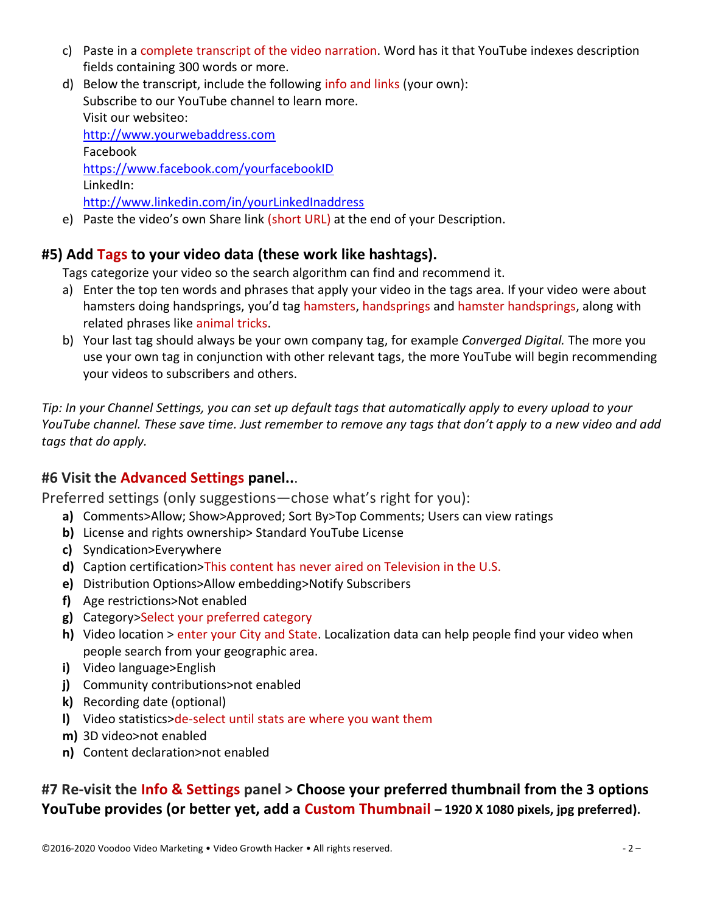c) Paste in a complete transcript of the video narration. Word has it that YouTube indexes description fields containing 300 words or more.

d) Below the transcript, include the following info and links (your own):
   Subscribe to our YouTube channel to learn more.
   Visit our websiteo:
   http://www.yourwebaddress.com
   Facebook
   https://www.facebook.com/yourfacebookID
   LinkedIn:
   http://www.linkedin.com/in/yourLinkedInaddress

e) Paste the video's own Share link (short URL) at the end of your Description.

## #5) Add Tags to your video data (these work like hashtags).

Tags categorize your video so the search algorithm can find and recommend it.

a) Enter the top ten words and phrases that apply your video in the tags area. If your video were about hamsters doing handsprings, you'd tag hamsters, handsprings and hamster handsprings, along with related phrases like animal tricks.

b) Your last tag should always be your own company tag, for example *Converged Digital.* The more you use your own tag in conjunction with other relevant tags, the more YouTube will begin recommending your videos to subscribers and others.

*Tip: In your Channel Settings, you can set up default tags that automatically apply to every upload to your YouTube channel. These save time. Just remember to remove any tags that don't apply to a new video and add tags that do apply.*

## #6 Visit the Advanced Settings panel...

Preferred settings (only suggestions—chose what's right for you):

**a)** Comments>Allow; Show>Approved; Sort By>Top Comments; Users can view ratings
**b)** License and rights ownership> Standard YouTube License
**c)** Syndication>Everywhere
**d)** Caption certification>This content has never aired on Television in the U.S.
**e)** Distribution Options>Allow embedding>Notify Subscribers
**f)** Age restrictions>Not enabled
**g)** Category>Select your preferred category
**h)** Video location > enter your City and State. Localization data can help people find your video when people search from your geographic area.
**i)** Video language>English
**j)** Community contributions>not enabled
**k)** Recording date (optional)
**l)** Video statistics>de-select until stats are where you want them
**m)** 3D video>not enabled
**n)** Content declaration>not enabled

## #7 Re-visit the Info & Settings panel > Choose your preferred thumbnail from the 3 options YouTube provides (or better yet, add a Custom Thumbnail – 1920 X 1080 pixels, jpg preferred).

©2016-2020 Voodoo Video Marketing • Video Growth Hacker • All rights reserved.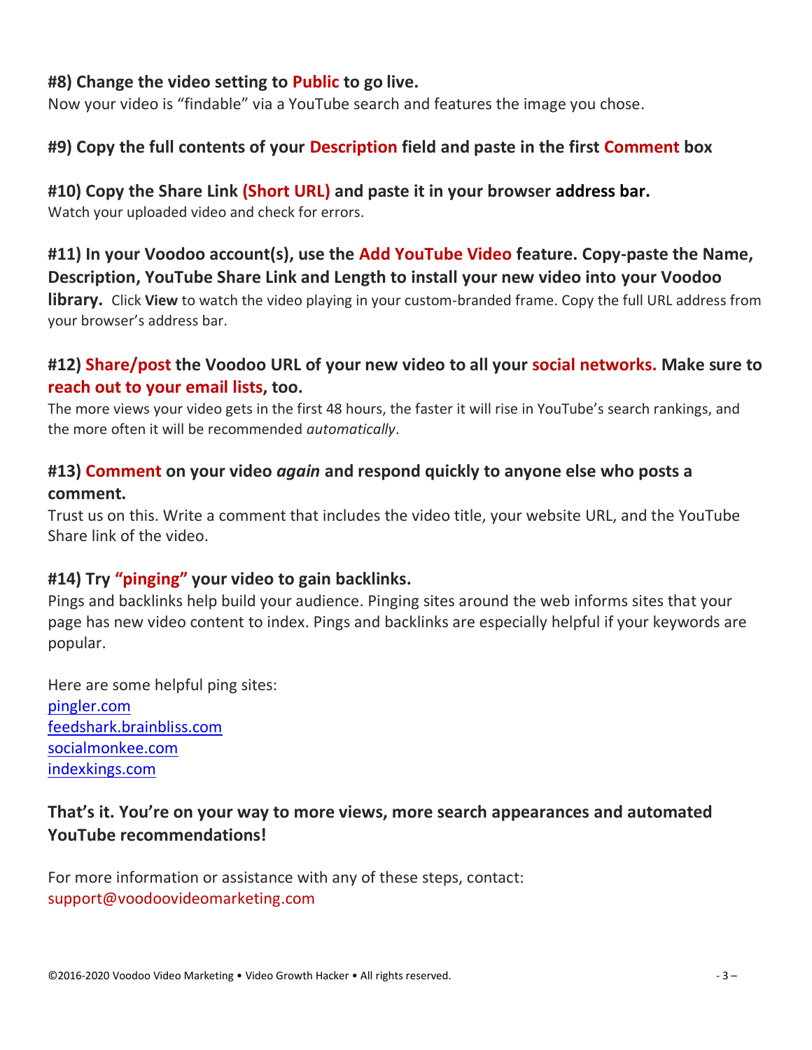### #8) Change the video setting to Public to go live.

Now your video is "findable" via a YouTube search and features the image you chose.

### #9) Copy the full contents of your Description field and paste in the first Comment box

### #10) Copy the Share Link (Short URL) and paste it in your browser address bar.

Watch your uploaded video and check for errors.

### #11) In your Voodoo account(s), use the Add YouTube Video feature. Copy-paste the Name, Description, YouTube Share Link and Length to install your new video into your Voodoo library.

Click **View** to watch the video playing in your custom-branded frame. Copy the full URL address from your browser's address bar.

### #12) Share/post the Voodoo URL of your new video to all your social networks. Make sure to reach out to your email lists, too.

The more views your video gets in the first 48 hours, the faster it will rise in YouTube's search rankings, and the more often it will be recommended *automatically*.

### #13) Comment on your video *again* and respond quickly to anyone else who posts a comment.

Trust us on this. Write a comment that includes the video title, your website URL, and the YouTube Share link of the video.

### #14) Try "pinging" your video to gain backlinks.

Pings and backlinks help build your audience. Pinging sites around the web informs sites that your page has new video content to index. Pings and backlinks are especially helpful if your keywords are popular.

Here are some helpful ping sites:
pingler.com
feedshark.brainbliss.com
socialmonkee.com
indexkings.com

**That's it. You're on your way to more views, more search appearances and automated YouTube recommendations!**

For more information or assistance with any of these steps, contact:
support@voodoovideomarketing.com

©2016-2020 Voodoo Video Marketing • Video Growth Hacker • All rights reserved.